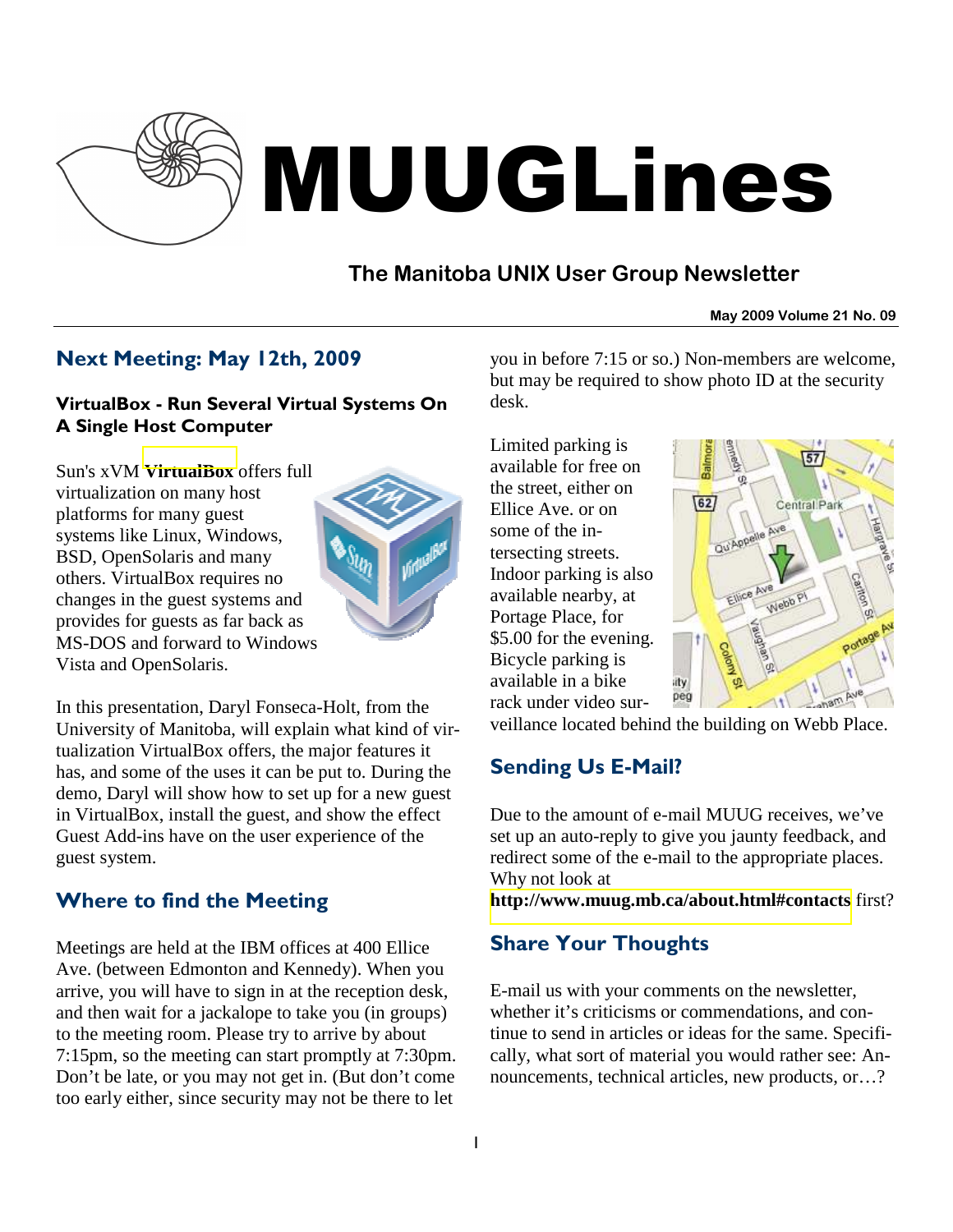# MUUGLines

## The Manitoba UNIX User Group Newsletter

**May 2009 Volume 21 No. 09**

## Next Meeting: May 12th, 2009

### VirtualBox - Run Several Virtual Systems On A Single Host Computer

Sun's xVM **VirtualBox** offers full virtualization on many host platforms for many guest systems like Linux, Windows, BSD, OpenSolaris and many others. VirtualBox requires no changes in the guest systems and provides for guests as far back as MS-DOS and forward to Windows Vista and OpenSolaris.

In this presentation, Daryl Fonseca-Holt, from the University of Manitoba, will explain what kind of virtualization VirtualBox offers, the major features it has, and some of the uses it can be put to. During the demo, Daryl will show how to set up for a new guest in VirtualBox, install the guest, and show the effect Guest Add-ins have on the user experience of the guest system.

## Where to find the Meeting

Meetings are held at the IBM offices at 400 Ellice Ave. (between Edmonton and Kennedy). When you arrive, you will have to sign in at the reception desk, and then wait for a jackalope to take you (in groups) to the meeting room. Please try to arrive by about 7:15pm, so the meeting can start promptly at 7:30pm. Don't be late, or you may not get in. (But don't come too early either, since security may not be there to let you in before 7:15 or so.) Non-members are welcome, but may be required to show photo ID at the security desk.

Limited parking is available for free on the street, either on Ellice Ave. or on some of the intersecting streets. Indoor parking is also available nearby, at Portage Place, for $5.00 for the evening. Bicycle parking is available in a bike rack under video surveillance located behind the building on Webb Place.

## Sending Us E-Mail?

Due to the amount of e-mail MUUG receives, we've set up an auto-reply to give you jaunty feedback, and redirect some of the e-mail to the appropriate places. Why not look at **http://www.muug.mb.ca/about.html#contacts** first?

## Share Your Thoughts

E-mail us with your comments on the newsletter, whether it's criticisms or commendations, and continue to send in articles or ideas for the same. Specifically, what sort of material you would rather see: Announcements, technical articles, new products, or…?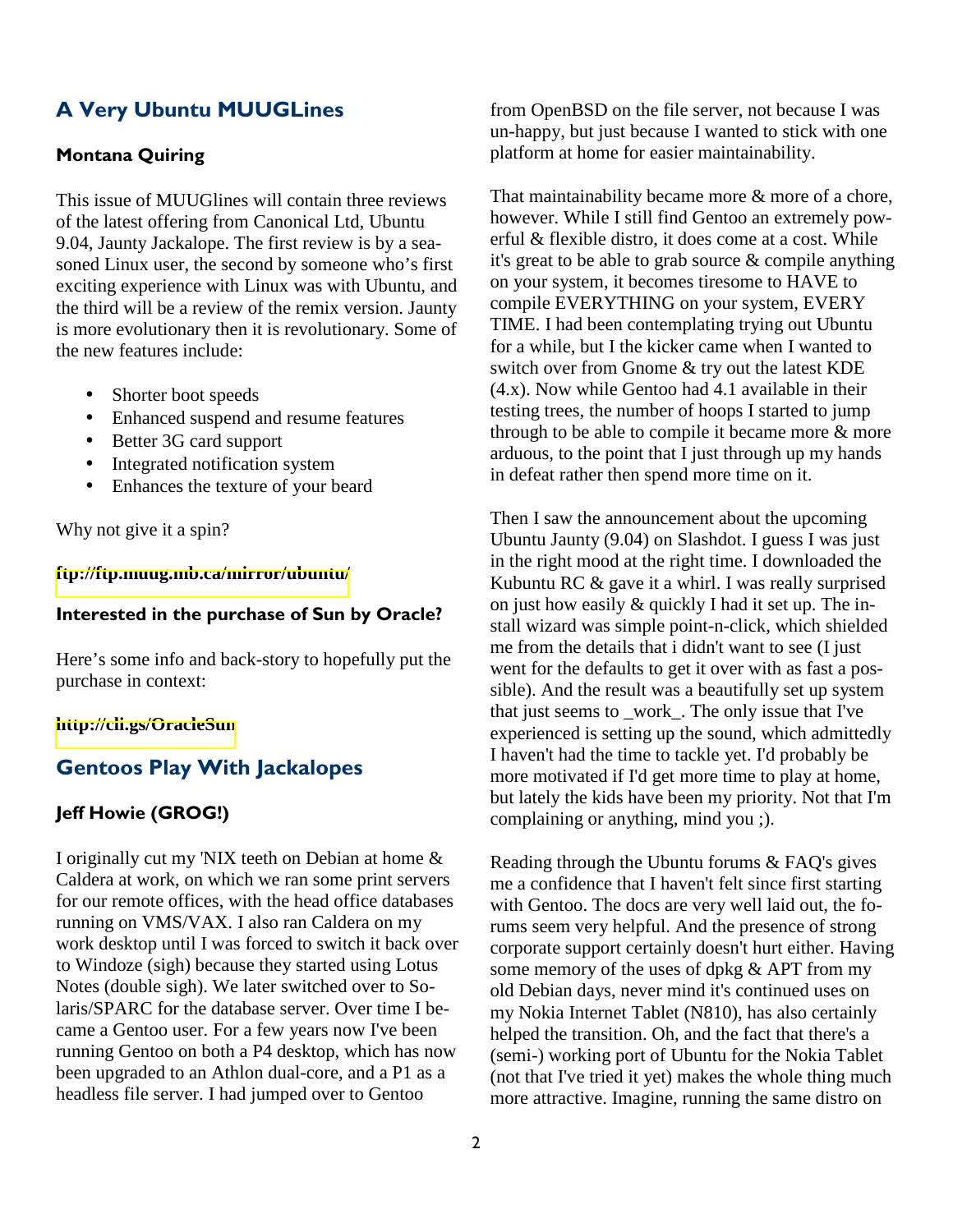## A Very Ubuntu MUUGLines

### Montana Quiring

This issue of MUUGlines will contain three reviews of the latest offering from Canonical Ltd, Ubuntu 9.04, Jaunty Jackalope. The first review is by a seasoned Linux user, the second by someone who's first exciting experience with Linux was with Ubuntu, and the third will be a review of the remix version. Jaunty is more evolutionary then it is revolutionary. Some of the new features include:

- Shorter boot speeds
- Enhanced suspend and resume features
- Better 3G card support
- Integrated notification system
- Enhances the texture of your beard

Why not give it a spin?

**ftp://ftp.muug.mb.ca/mirror/ubuntu/**

### Interested in the purchase of Sun by Oracle?

Here's some info and back-story to hopefully put the purchase in context:

**http://cli.gs/OracleSun**

## Gentoos Play With Jackalopes

### Jeff Howie (GROG!)

I originally cut my 'NIX teeth on Debian at home & Caldera at work, on which we ran some print servers for our remote offices, with the head office databases running on VMS/VAX. I also ran Caldera on my work desktop until I was forced to switch it back over to Windoze (sigh) because they started using Lotus Notes (double sigh). We later switched over to Solaris/SPARC for the database server. Over time I became a Gentoo user. For a few years now I've been running Gentoo on both a P4 desktop, which has now been upgraded to an Athlon dual-core, and a P1 as a headless file server. I had jumped over to Gentoo from OpenBSD on the file server, not because I was un-happy, but just because I wanted to stick with one platform at home for easier maintainability.

That maintainability became more & more of a chore, however. While I still find Gentoo an extremely powerful & flexible distro, it does come at a cost. While it's great to be able to grab source & compile anything on your system, it becomes tiresome to HAVE to compile EVERYTHING on your system, EVERY TIME. I had been contemplating trying out Ubuntu for a while, but I the kicker came when I wanted to switch over from Gnome & try out the latest KDE (4.x). Now while Gentoo had 4.1 available in their testing trees, the number of hoops I started to jump through to be able to compile it became more & more arduous, to the point that I just through up my hands in defeat rather then spend more time on it.

Then I saw the announcement about the upcoming Ubuntu Jaunty (9.04) on Slashdot. I guess I was just in the right mood at the right time. I downloaded the Kubuntu RC & gave it a whirl. I was really surprised on just how easily & quickly I had it set up. The install wizard was simple point-n-click, which shielded me from the details that i didn't want to see (I just went for the defaults to get it over with as fast a possible). And the result was a beautifully set up system that just seems to _work_. The only issue that I've experienced is setting up the sound, which admittedly I haven't had the time to tackle yet. I'd probably be more motivated if I'd get more time to play at home, but lately the kids have been my priority. Not that I'm complaining or anything, mind you ;).

Reading through the Ubuntu forums & FAQ's gives me a confidence that I haven't felt since first starting with Gentoo. The docs are very well laid out, the forums seem very helpful. And the presence of strong corporate support certainly doesn't hurt either. Having some memory of the uses of dpkg & APT from my old Debian days, never mind it's continued uses on my Nokia Internet Tablet (N810), has also certainly helped the transition. Oh, and the fact that there's a (semi-) working port of Ubuntu for the Nokia Tablet (not that I've tried it yet) makes the whole thing much more attractive. Imagine, running the same distro on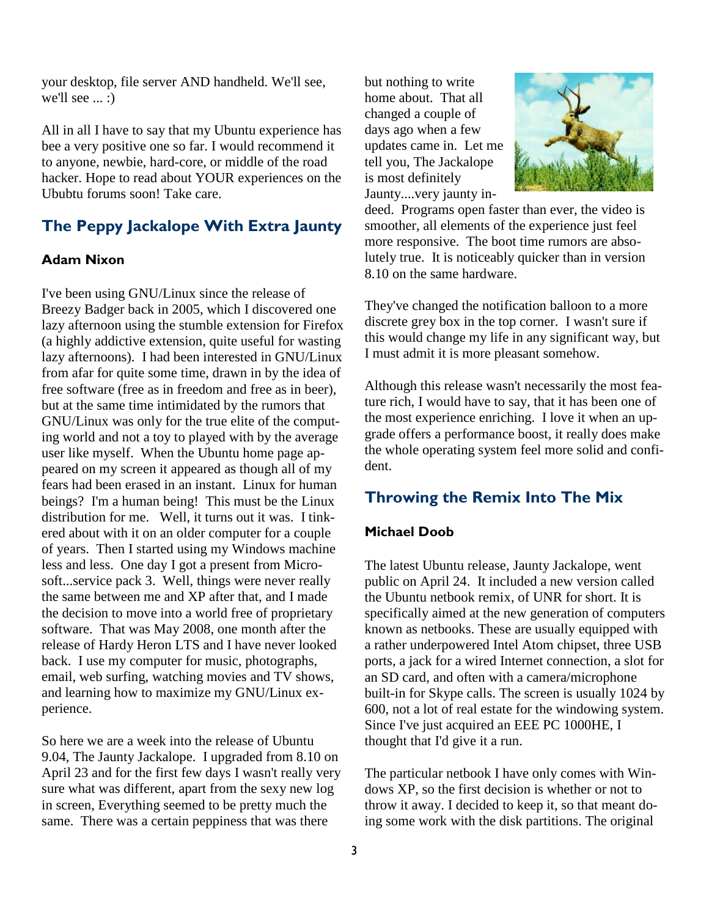your desktop, file server AND handheld. We'll see, we'll see ... :)

All in all I have to say that my Ubuntu experience has bee a very positive one so far. I would recommend it to anyone, newbie, hard-core, or middle of the road hacker. Hope to read about YOUR experiences on the Ububtu forums soon! Take care.

## The Peppy Jackalope With Extra Jaunty

**Adam Nixon**

I've been using GNU/Linux since the release of Breezy Badger back in 2005, which I discovered one lazy afternoon using the stumble extension for Firefox (a highly addictive extension, quite useful for wasting lazy afternoons). I had been interested in GNU/Linux from afar for quite some time, drawn in by the idea of free software (free as in freedom and free as in beer), but at the same time intimidated by the rumors that GNU/Linux was only for the true elite of the computing world and not a toy to played with by the average user like myself. When the Ubuntu home page appeared on my screen it appeared as though all of my fears had been erased in an instant. Linux for human beings? I'm a human being! This must be the Linux distribution for me. Well, it turns out it was. I tinkered about with it on an older computer for a couple of years. Then I started using my Windows machine less and less. One day I got a present from Microsoft...service pack 3. Well, things were never really the same between me and XP after that, and I made the decision to move into a world free of proprietary software. That was May 2008, one month after the release of Hardy Heron LTS and I have never looked back. I use my computer for music, photographs, email, web surfing, watching movies and TV shows, and learning how to maximize my GNU/Linux experience.

So here we are a week into the release of Ubuntu 9.04, The Jaunty Jackalope. I upgraded from 8.10 on April 23 and for the first few days I wasn't really very sure what was different, apart from the sexy new log in screen, Everything seemed to be pretty much the same. There was a certain peppiness that was there but nothing to write home about. That all changed a couple of days ago when a few updates came in. Let me tell you, The Jackalope is most definitely Jaunty....very jaunty indeed. Programs open faster than ever, the video is smoother, all elements of the experience just feel more responsive. The boot time rumors are absolutely true. It is noticeably quicker than in version 8.10 on the same hardware.

They've changed the notification balloon to a more discrete grey box in the top corner. I wasn't sure if this would change my life in any significant way, but I must admit it is more pleasant somehow.

Although this release wasn't necessarily the most feature rich, I would have to say, that it has been one of the most experience enriching. I love it when an upgrade offers a performance boost, it really does make the whole operating system feel more solid and confident.

## Throwing the Remix Into The Mix

**Michael Doob**

The latest Ubuntu release, Jaunty Jackalope, went public on April 24. It included a new version called the Ubuntu netbook remix, of UNR for short. It is specifically aimed at the new generation of computers known as netbooks. These are usually equipped with a rather underpowered Intel Atom chipset, three USB ports, a jack for a wired Internet connection, a slot for an SD card, and often with a camera/microphone built-in for Skype calls. The screen is usually 1024 by 600, not a lot of real estate for the windowing system. Since I've just acquired an EEE PC 1000HE, I thought that I'd give it a run.

The particular netbook I have only comes with Windows XP, so the first decision is whether or not to throw it away. I decided to keep it, so that meant doing some work with the disk partitions. The original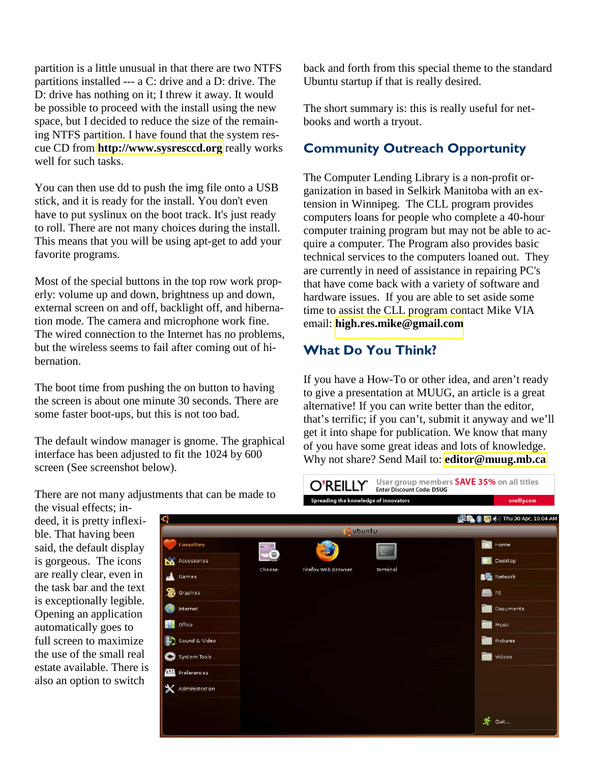partition is a little unusual in that there are two NTFS partitions installed --- a C: drive and a D: drive. The D: drive has nothing on it; I threw it away. It would be possible to proceed with the install using the new space, but I decided to reduce the size of the remaining NTFS partition. I have found that the system rescue CD from **http://www.sysresccd.org** really works well for such tasks.

You can then use dd to push the img file onto a USB stick, and it is ready for the install. You don't even have to put syslinux on the boot track. It's just ready to roll. There are not many choices during the install. This means that you will be using apt-get to add your favorite programs.

Most of the special buttons in the top row work properly: volume up and down, brightness up and down, external screen on and off, backlight off, and hibernation mode. The camera and microphone work fine. The wired connection to the Internet has no problems, but the wireless seems to fail after coming out of hibernation.

The boot time from pushing the on button to having the screen is about one minute 30 seconds. There are some faster boot-ups, but this is not too bad.

The default window manager is gnome. The graphical interface has been adjusted to fit the 1024 by 600 screen (See screenshot below).

There are not many adjustments that can be made to the visual effects; indeed, it is pretty inflexible. That having been said, the default display is gorgeous. The icons are really clear, even in the task bar and the text is exceptionally legible. Opening an application automatically goes to full screen to maximize the use of the small real estate available. There is also an option to switch back and forth from this special theme to the standard Ubuntu startup if that is really desired.

The short summary is: this is really useful for netbooks and worth a tryout.

## Community Outreach Opportunity

The Computer Lending Library is a non-profit organization in based in Selkirk Manitoba with an extension in Winnipeg. The CLL program provides computers loans for people who complete a 40-hour computer training program but may not be able to acquire a computer. The Program also provides basic technical services to the computers loaned out. They are currently in need of assistance in repairing PC's that have come back with a variety of software and hardware issues. If you are able to set aside some time to assist the CLL program contact Mike VIA email: **high.res.mike@gmail.com**

## What Do You Think?

If you have a How-To or other idea, and aren't ready to give a presentation at MUUG, an article is a great alternative! If you can write better than the editor, that's terrific; if you can't, submit it anyway and we'll get it into shape for publication. We know that many of you have some great ideas and lots of knowledge. Why not share? Send Mail to: **editor@muug.mb.ca**.

O'REILLY — User group members **SAVE 35%** on all titles
Enter Discount Code: DSUG
Spreading the knowledge of innovators — oreilly.com